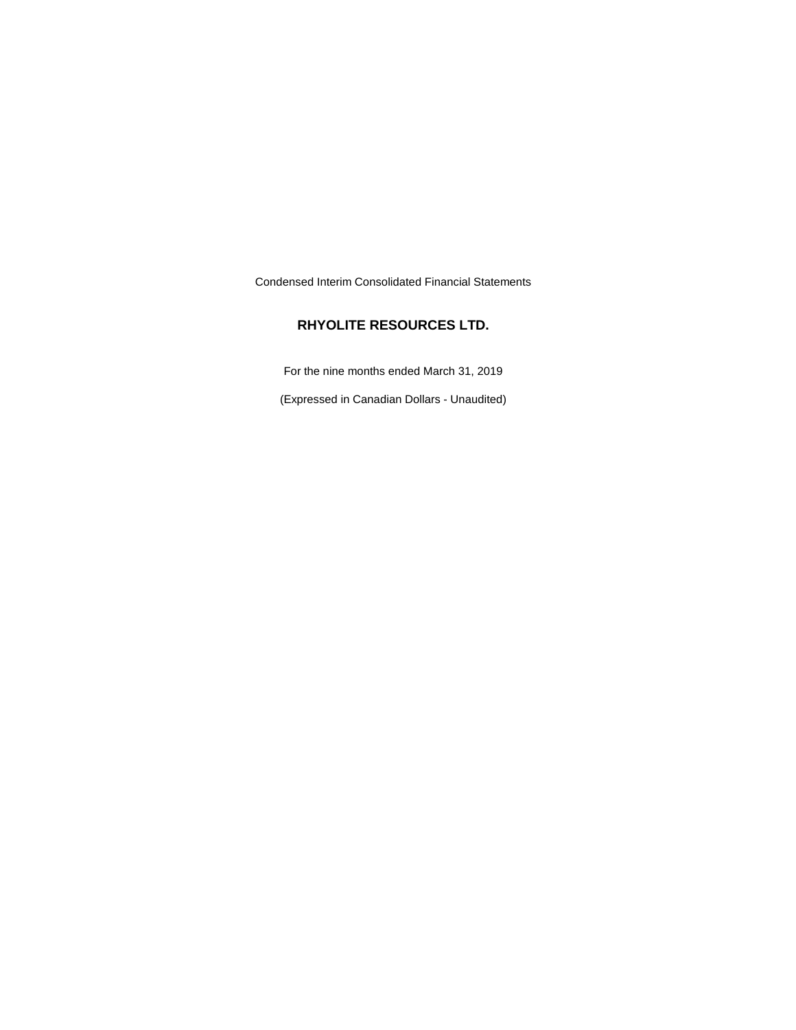Condensed Interim Consolidated Financial Statements

# RHYOLITE RESOURCES LTD.

For the nine months ended March 31, 2019

(Expressed in Canadian Dollars - Unaudited)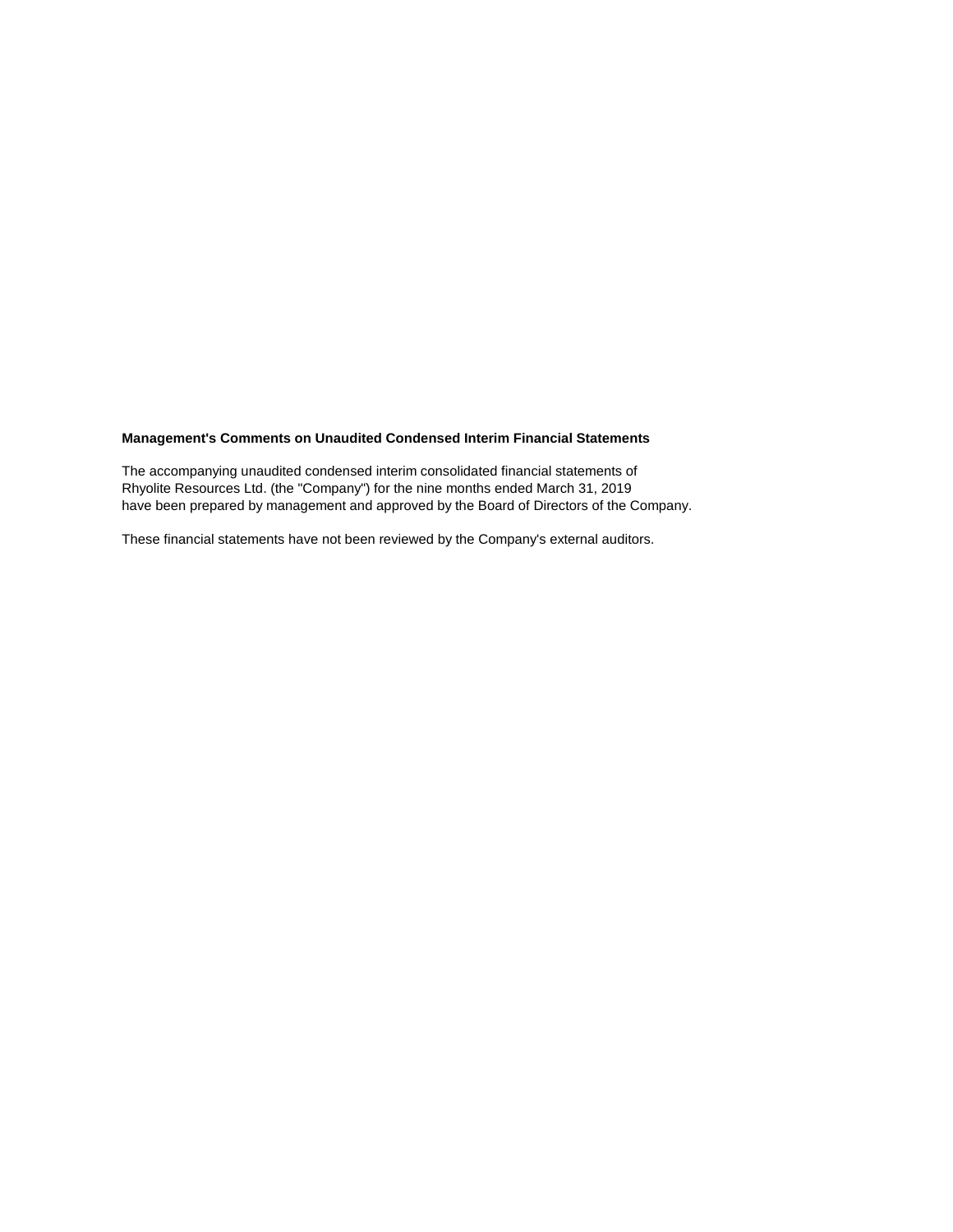**Management's Comments on Unaudited Condensed Interim Financial Statements**

The accompanying unaudited condensed interim consolidated financial statements of Rhyolite Resources Ltd. (the "Company") for the nine months ended March 31, 2019 have been prepared by management and approved by the Board of Directors of the Company.

These financial statements have not been reviewed by the Company's external auditors.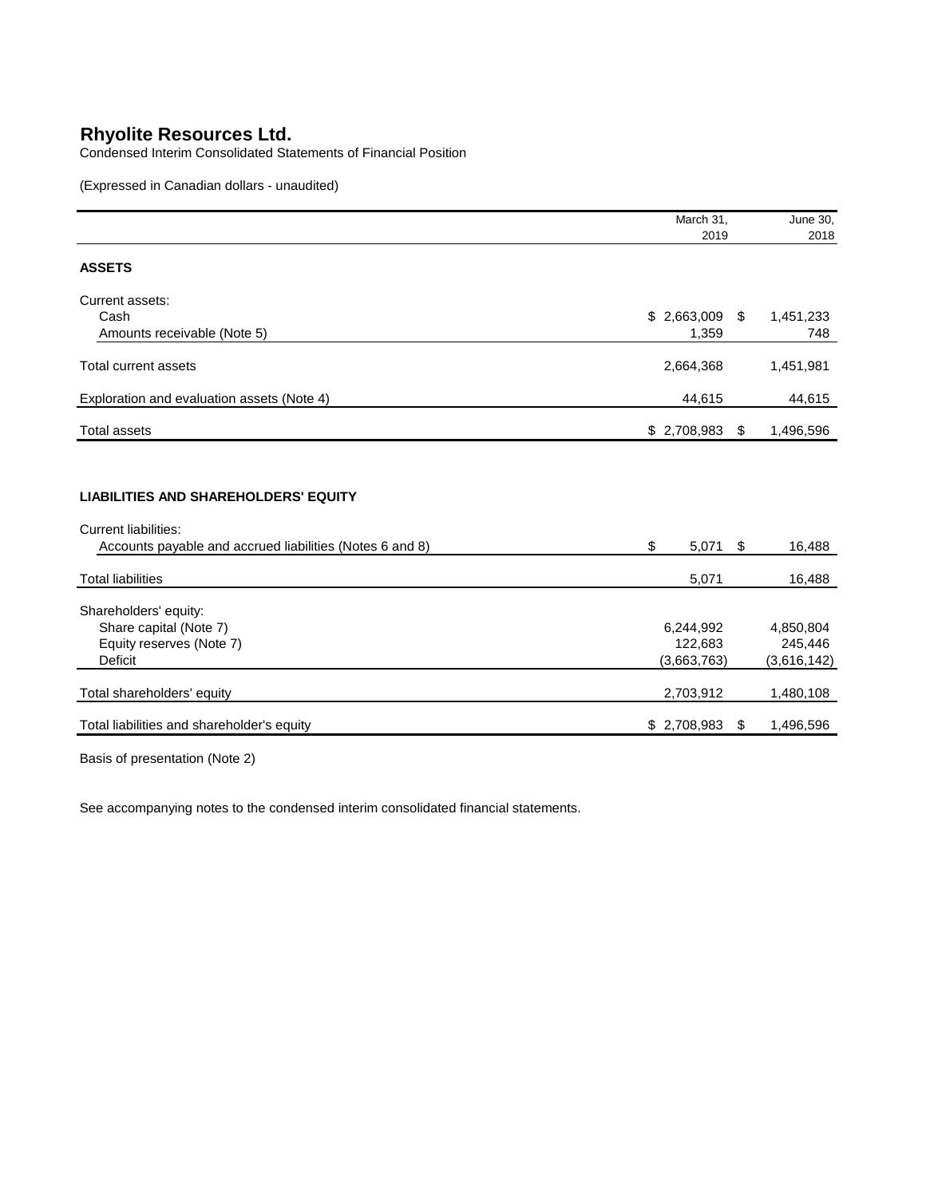# Rhyolite Resources Ltd.

Condensed Interim Consolidated Statements of Financial Position

(Expressed in Canadian dollars - unaudited)

| | March 31, 2019 | June 30, 2018 |
|---|---|---|
| **ASSETS** | | |
| Current assets: | | |
| Cash | $ 2,663,009 | $ 1,451,233 |
| Amounts receivable (Note 5) | 1,359 | 748 |
| Total current assets | 2,664,368 | 1,451,981 |
| Exploration and evaluation assets (Note 4) | 44,615 | 44,615 |
| Total assets | $ 2,708,983 | $ 1,496,596 |
| **LIABILITIES AND SHAREHOLDERS' EQUITY** | | |
| Current liabilities: | | |
| Accounts payable and accrued liabilities (Notes 6 and 8) | $ 5,071 | $ 16,488 |
| Total liabilities | 5,071 | 16,488 |
| Shareholders' equity: | | |
| Share capital (Note 7) | 6,244,992 | 4,850,804 |
| Equity reserves (Note 7) | 122,683 | 245,446 |
| Deficit | (3,663,763) | (3,616,142) |
| Total shareholders' equity | 2,703,912 | 1,480,108 |
| Total liabilities and shareholder's equity | $ 2,708,983 | $ 1,496,596 |

Basis of presentation (Note 2)

See accompanying notes to the condensed interim consolidated financial statements.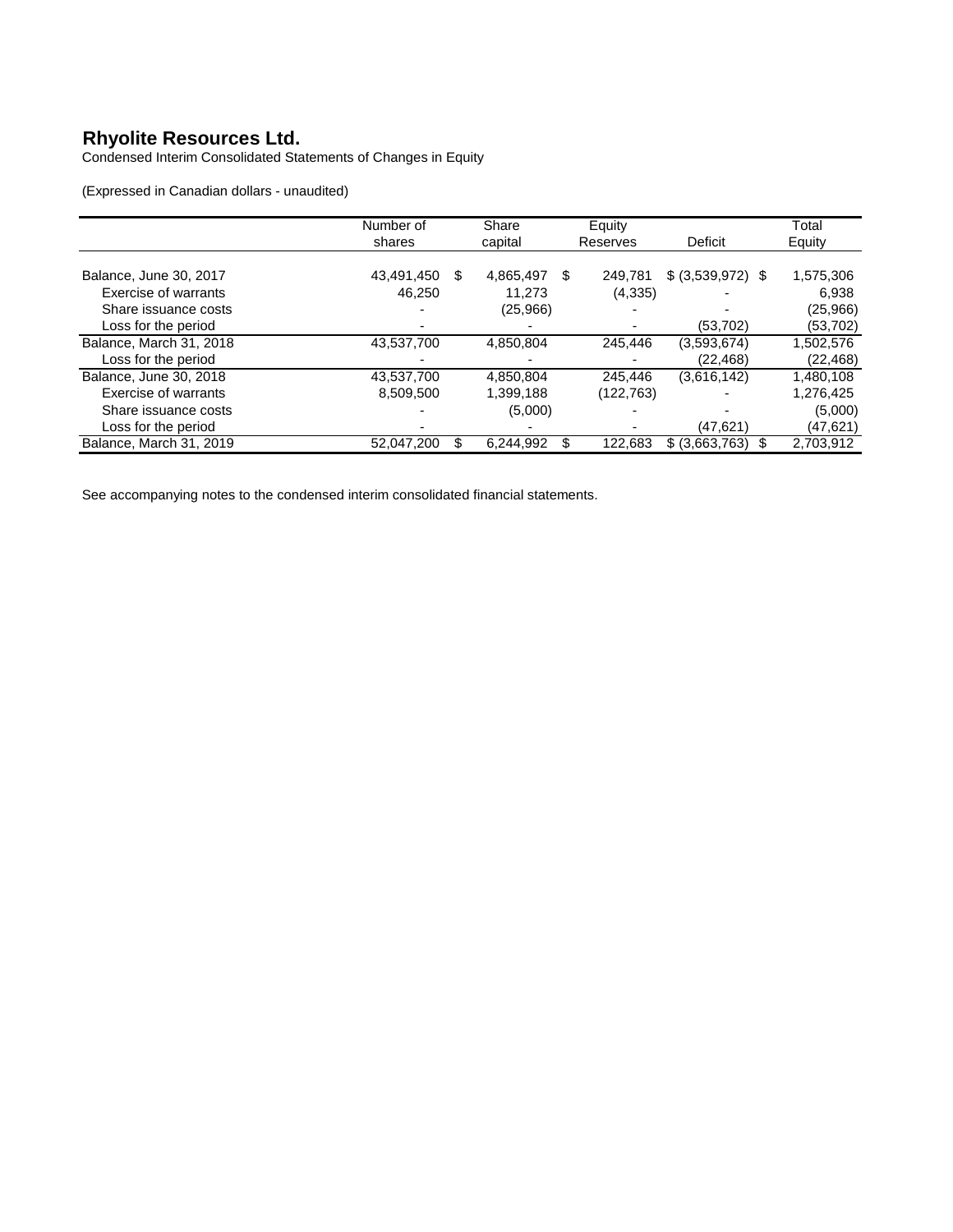# Rhyolite Resources Ltd.

Condensed Interim Consolidated Statements of Changes in Equity

(Expressed in Canadian dollars - unaudited)

| | Number of shares | Share capital | Equity Reserves | Deficit | Total Equity |
|---|---|---|---|---|---|
| Balance, June 30, 2017 | 43,491,450 | $ 4,865,497 | $ 249,781 | $ (3,539,972) | $ 1,575,306 |
| Exercise of warrants | 46,250 | 11,273 | (4,335) | - | 6,938 |
| Share issuance costs | - | (25,966) | - | - | (25,966) |
| Loss for the period | - | - | - | (53,702) | (53,702) |
| Balance, March 31, 2018 | 43,537,700 | 4,850,804 | 245,446 | (3,593,674) | 1,502,576 |
| Loss for the period | - | - | - | (22,468) | (22,468) |
| Balance, June 30, 2018 | 43,537,700 | 4,850,804 | 245,446 | (3,616,142) | 1,480,108 |
| Exercise of warrants | 8,509,500 | 1,399,188 | (122,763) | - | 1,276,425 |
| Share issuance costs | - | (5,000) | - | - | (5,000) |
| Loss for the period | - | - | - | (47,621) | (47,621) |
| Balance, March 31, 2019 | 52,047,200 | $ 6,244,992 | $ 122,683 | $ (3,663,763) | $ 2,703,912 |

See accompanying notes to the condensed interim consolidated financial statements.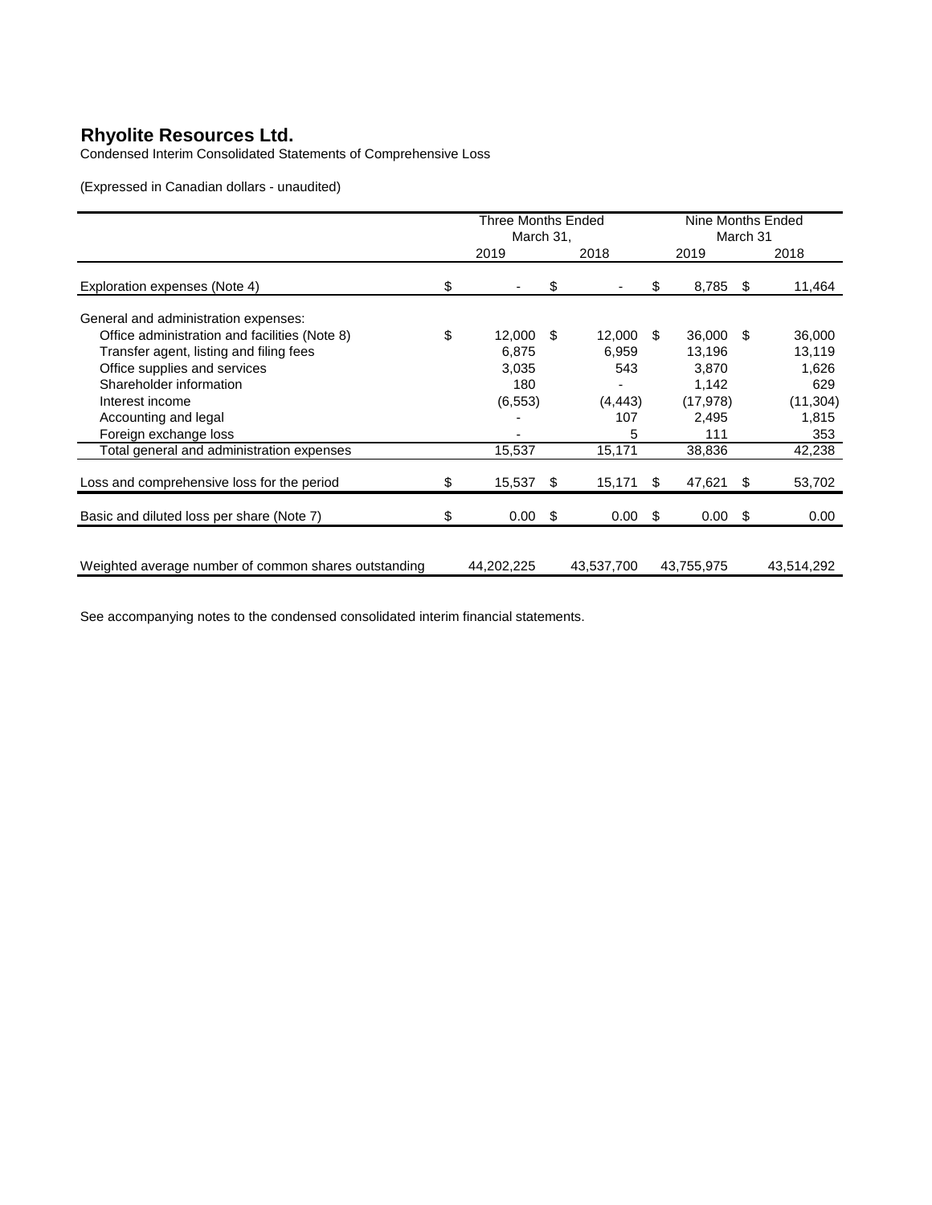# Rhyolite Resources Ltd.

Condensed Interim Consolidated Statements of Comprehensive Loss

(Expressed in Canadian dollars - unaudited)

| | Three Months Ended March 31, | | Nine Months Ended March 31 | |
|---|---|---|---|---|
| | 2019 | 2018 | 2019 | 2018 |
| Exploration expenses (Note 4) | $ - | $ - | $ 8,785 | $ 11,464 |
| General and administration expenses: | | | | |
| Office administration and facilities (Note 8) | $ 12,000 | $ 12,000 | $ 36,000 | $ 36,000 |
| Transfer agent, listing and filing fees | 6,875 | 6,959 | 13,196 | 13,119 |
| Office supplies and services | 3,035 | 543 | 3,870 | 1,626 |
| Shareholder information | 180 | - | 1,142 | 629 |
| Interest income | (6,553) | (4,443) | (17,978) | (11,304) |
| Accounting and legal | - | 107 | 2,495 | 1,815 |
| Foreign exchange loss | - | 5 | 111 | 353 |
| Total general and administration expenses | 15,537 | 15,171 | 38,836 | 42,238 |
| Loss and comprehensive loss for the period | $ 15,537 | $ 15,171 | $ 47,621 | $ 53,702 |
| Basic and diluted loss per share (Note 7) | $ 0.00 | $ 0.00 | $ 0.00 | $ 0.00 |
| Weighted average number of common shares outstanding | 44,202,225 | 43,537,700 | 43,755,975 | 43,514,292 |

See accompanying notes to the condensed consolidated interim financial statements.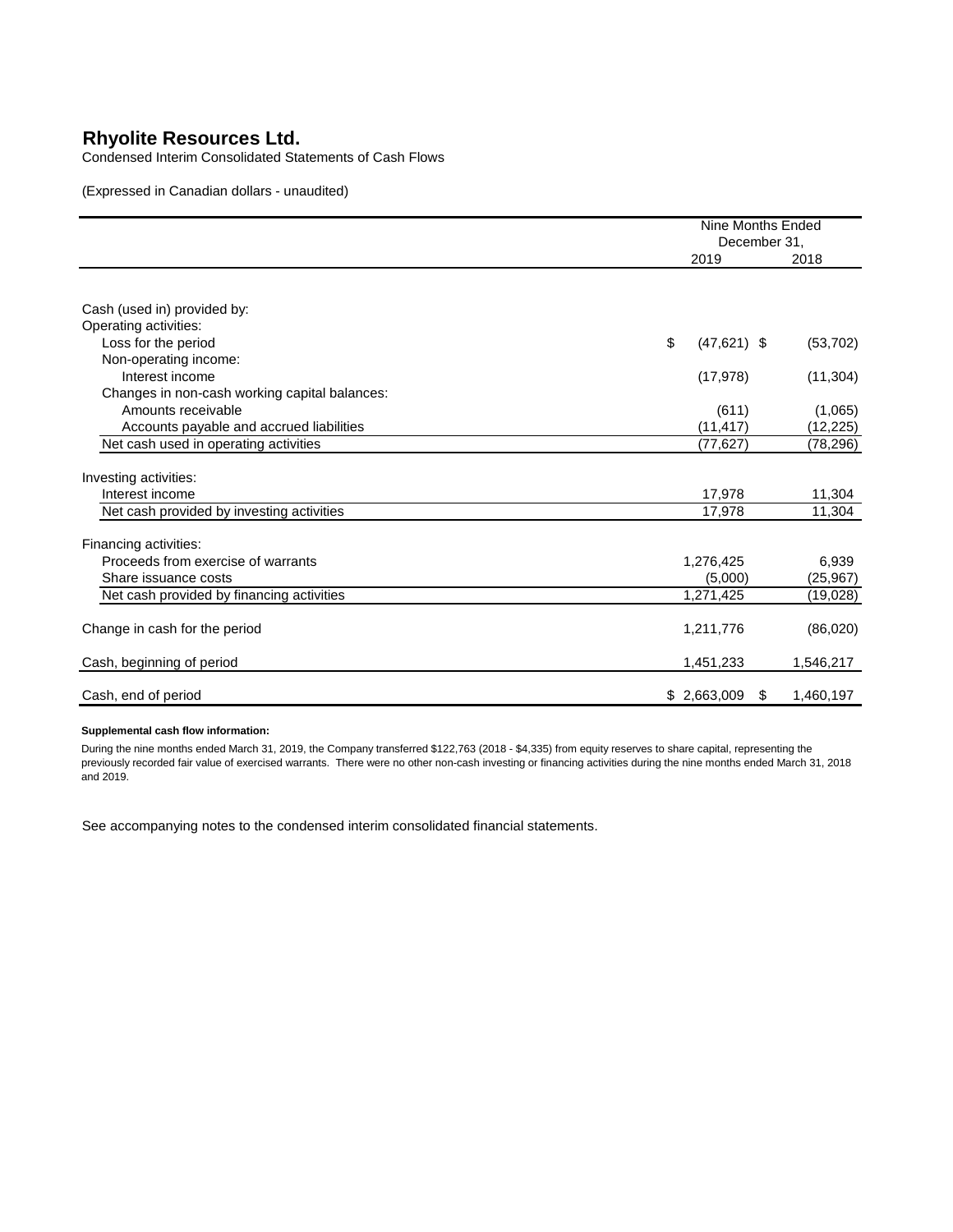# Rhyolite Resources Ltd.

Condensed Interim Consolidated Statements of Cash Flows

(Expressed in Canadian dollars - unaudited)

| | Nine Months Ended December 31, | |
|---|---|---|
| | 2019 | 2018 |
| Cash (used in) provided by: | | |
| Operating activities: | | |
| Loss for the period | $ (47,621) | $ (53,702) |
| Non-operating income: | | |
| Interest income | (17,978) | (11,304) |
| Changes in non-cash working capital balances: | | |
| Amounts receivable | (611) | (1,065) |
| Accounts payable and accrued liabilities | (11,417) | (12,225) |
| Net cash used in operating activities | (77,627) | (78,296) |
| Investing activities: | | |
| Interest income | 17,978 | 11,304 |
| Net cash provided by investing activities | 17,978 | 11,304 |
| Financing activities: | | |
| Proceeds from exercise of warrants | 1,276,425 | 6,939 |
| Share issuance costs | (5,000) | (25,967) |
| Net cash provided by financing activities | 1,271,425 | (19,028) |
| Change in cash for the period | 1,211,776 | (86,020) |
| Cash, beginning of period | 1,451,233 | 1,546,217 |
| Cash, end of period | $ 2,663,009 | $ 1,460,197 |

**Supplemental cash flow information:**

During the nine months ended March 31, 2019, the Company transferred $122,763 (2018 - $4,335) from equity reserves to share capital, representing the previously recorded fair value of exercised warrants. There were no other non-cash investing or financing activities during the nine months ended March 31, 2018 and 2019.

See accompanying notes to the condensed interim consolidated financial statements.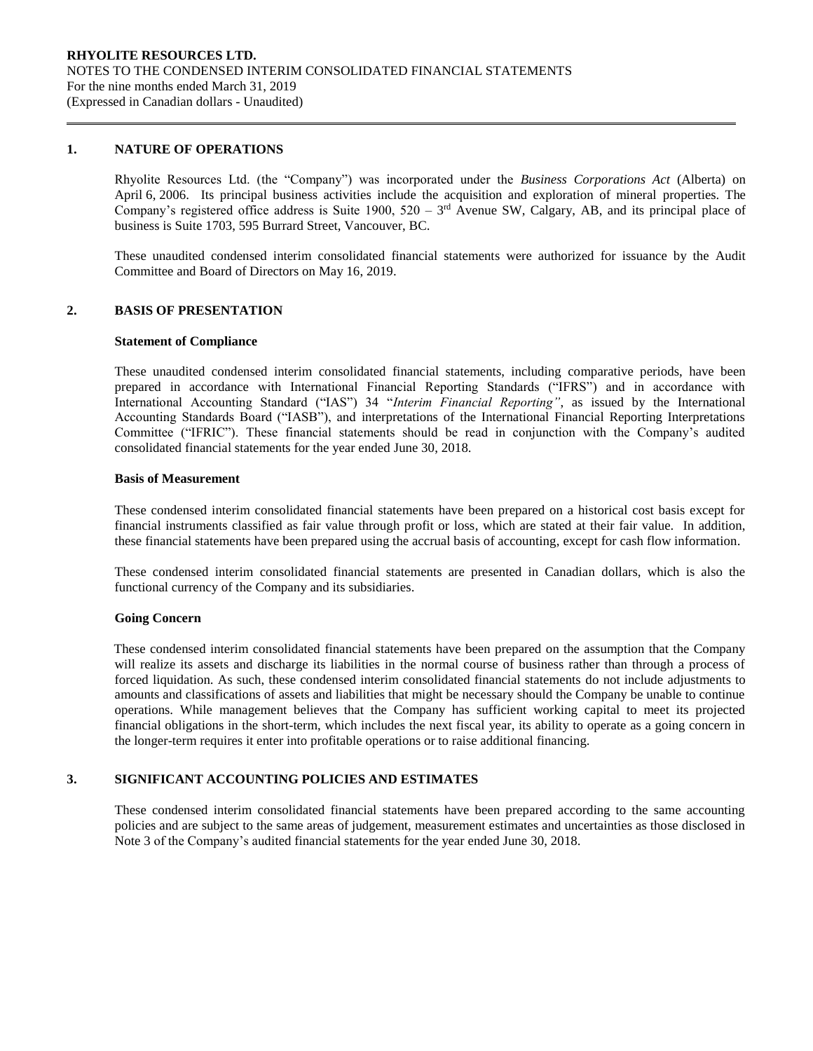## 1. NATURE OF OPERATIONS

Rhyolite Resources Ltd. (the "Company") was incorporated under the *Business Corporations Act* (Alberta) on April 6, 2006. Its principal business activities include the acquisition and exploration of mineral properties. The Company's registered office address is Suite 1900, 520 – 3rd Avenue SW, Calgary, AB, and its principal place of business is Suite 1703, 595 Burrard Street, Vancouver, BC.

These unaudited condensed interim consolidated financial statements were authorized for issuance by the Audit Committee and Board of Directors on May 16, 2019.

## 2. BASIS OF PRESENTATION

### Statement of Compliance

These unaudited condensed interim consolidated financial statements, including comparative periods, have been prepared in accordance with International Financial Reporting Standards ("IFRS") and in accordance with International Accounting Standard ("IAS") 34 "*Interim Financial Reporting"*, as issued by the International Accounting Standards Board ("IASB"), and interpretations of the International Financial Reporting Interpretations Committee ("IFRIC"). These financial statements should be read in conjunction with the Company's audited consolidated financial statements for the year ended June 30, 2018.

### Basis of Measurement

These condensed interim consolidated financial statements have been prepared on a historical cost basis except for financial instruments classified as fair value through profit or loss, which are stated at their fair value. In addition, these financial statements have been prepared using the accrual basis of accounting, except for cash flow information.

These condensed interim consolidated financial statements are presented in Canadian dollars, which is also the functional currency of the Company and its subsidiaries.

### Going Concern

These condensed interim consolidated financial statements have been prepared on the assumption that the Company will realize its assets and discharge its liabilities in the normal course of business rather than through a process of forced liquidation. As such, these condensed interim consolidated financial statements do not include adjustments to amounts and classifications of assets and liabilities that might be necessary should the Company be unable to continue operations. While management believes that the Company has sufficient working capital to meet its projected financial obligations in the short-term, which includes the next fiscal year, its ability to operate as a going concern in the longer-term requires it enter into profitable operations or to raise additional financing.

## 3. SIGNIFICANT ACCOUNTING POLICIES AND ESTIMATES

These condensed interim consolidated financial statements have been prepared according to the same accounting policies and are subject to the same areas of judgement, measurement estimates and uncertainties as those disclosed in Note 3 of the Company's audited financial statements for the year ended June 30, 2018.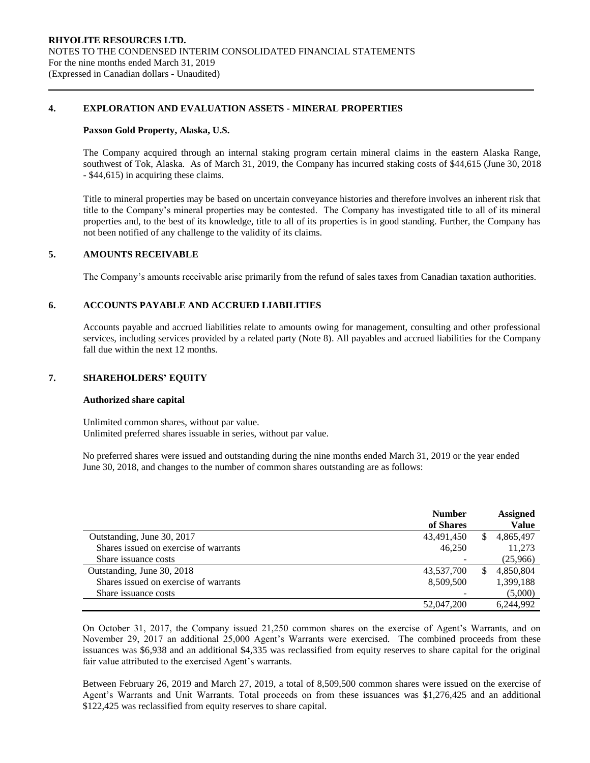## 4. EXPLORATION AND EVALUATION ASSETS - MINERAL PROPERTIES

**Paxson Gold Property, Alaska, U.S.**

The Company acquired through an internal staking program certain mineral claims in the eastern Alaska Range, southwest of Tok, Alaska. As of March 31, 2019, the Company has incurred staking costs of $44,615 (June 30, 2018 - $44,615) in acquiring these claims.

Title to mineral properties may be based on uncertain conveyance histories and therefore involves an inherent risk that title to the Company's mineral properties may be contested. The Company has investigated title to all of its mineral properties and, to the best of its knowledge, title to all of its properties is in good standing. Further, the Company has not been notified of any challenge to the validity of its claims.

## 5. AMOUNTS RECEIVABLE

The Company's amounts receivable arise primarily from the refund of sales taxes from Canadian taxation authorities.

## 6. ACCOUNTS PAYABLE AND ACCRUED LIABILITIES

Accounts payable and accrued liabilities relate to amounts owing for management, consulting and other professional services, including services provided by a related party (Note 8). All payables and accrued liabilities for the Company fall due within the next 12 months.

## 7. SHAREHOLDERS' EQUITY

**Authorized share capital**

Unlimited common shares, without par value.
Unlimited preferred shares issuable in series, without par value.

No preferred shares were issued and outstanding during the nine months ended March 31, 2019 or the year ended June 30, 2018, and changes to the number of common shares outstanding are as follows:

| | Number of Shares | Assigned Value |
|---|---|---|
| Outstanding, June 30, 2017 | 43,491,450 | $ 4,865,497 |
| Shares issued on exercise of warrants | 46,250 | 11,273 |
| Share issuance costs | - | (25,966) |
| Outstanding, June 30, 2018 | 43,537,700 | $ 4,850,804 |
| Shares issued on exercise of warrants | 8,509,500 | 1,399,188 |
| Share issuance costs | - | (5,000) |
| | 52,047,200 | 6,244,992 |

On October 31, 2017, the Company issued 21,250 common shares on the exercise of Agent's Warrants, and on November 29, 2017 an additional 25,000 Agent's Warrants were exercised. The combined proceeds from these issuances was $6,938 and an additional $4,335 was reclassified from equity reserves to share capital for the original fair value attributed to the exercised Agent's warrants.

Between February 26, 2019 and March 27, 2019, a total of 8,509,500 common shares were issued on the exercise of Agent's Warrants and Unit Warrants. Total proceeds on from these issuances was $1,276,425 and an additional $122,425 was reclassified from equity reserves to share capital.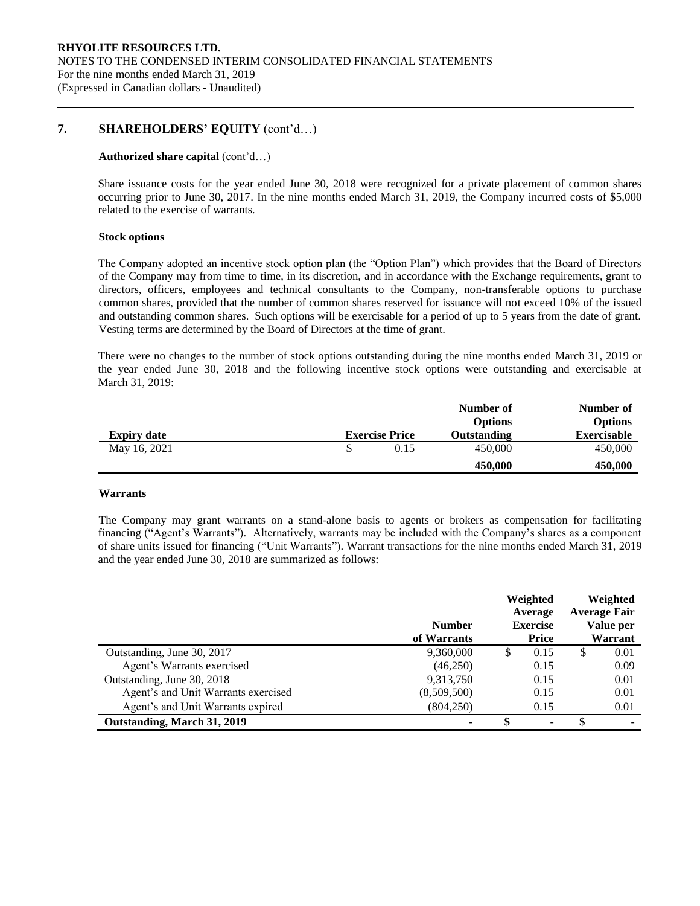## 7. SHAREHOLDERS' EQUITY (cont'd…)

**Authorized share capital** (cont'd…)

Share issuance costs for the year ended June 30, 2018 were recognized for a private placement of common shares occurring prior to June 30, 2017. In the nine months ended March 31, 2019, the Company incurred costs of $5,000 related to the exercise of warrants.

**Stock options**

The Company adopted an incentive stock option plan (the "Option Plan") which provides that the Board of Directors of the Company may from time to time, in its discretion, and in accordance with the Exchange requirements, grant to directors, officers, employees and technical consultants to the Company, non-transferable options to purchase common shares, provided that the number of common shares reserved for issuance will not exceed 10% of the issued and outstanding common shares. Such options will be exercisable for a period of up to 5 years from the date of grant. Vesting terms are determined by the Board of Directors at the time of grant.

There were no changes to the number of stock options outstanding during the nine months ended March 31, 2019 or the year ended June 30, 2018 and the following incentive stock options were outstanding and exercisable at March 31, 2019:

| Expiry date | Exercise Price | Number of Options Outstanding | Number of Options Exercisable |
|---|---|---|---|
| May 16, 2021 | $ 0.15 | 450,000 | 450,000 |
| | | **450,000** | **450,000** |

**Warrants**

The Company may grant warrants on a stand-alone basis to agents or brokers as compensation for facilitating financing ("Agent's Warrants"). Alternatively, warrants may be included with the Company's shares as a component of share units issued for financing ("Unit Warrants"). Warrant transactions for the nine months ended March 31, 2019 and the year ended June 30, 2018 are summarized as follows:

| | Number of Warrants | Weighted Average Exercise Price | Weighted Average Fair Value per Warrant |
|---|---|---|---|
| Outstanding, June 30, 2017 | 9,360,000 | $ 0.15 | $ 0.01 |
| Agent's Warrants exercised | (46,250) | 0.15 | 0.09 |
| Outstanding, June 30, 2018 | 9,313,750 | 0.15 | 0.01 |
| Agent's and Unit Warrants exercised | (8,509,500) | 0.15 | 0.01 |
| Agent's and Unit Warrants expired | (804,250) | 0.15 | 0.01 |
| **Outstanding, March 31, 2019** | - | **$** - | **$** - |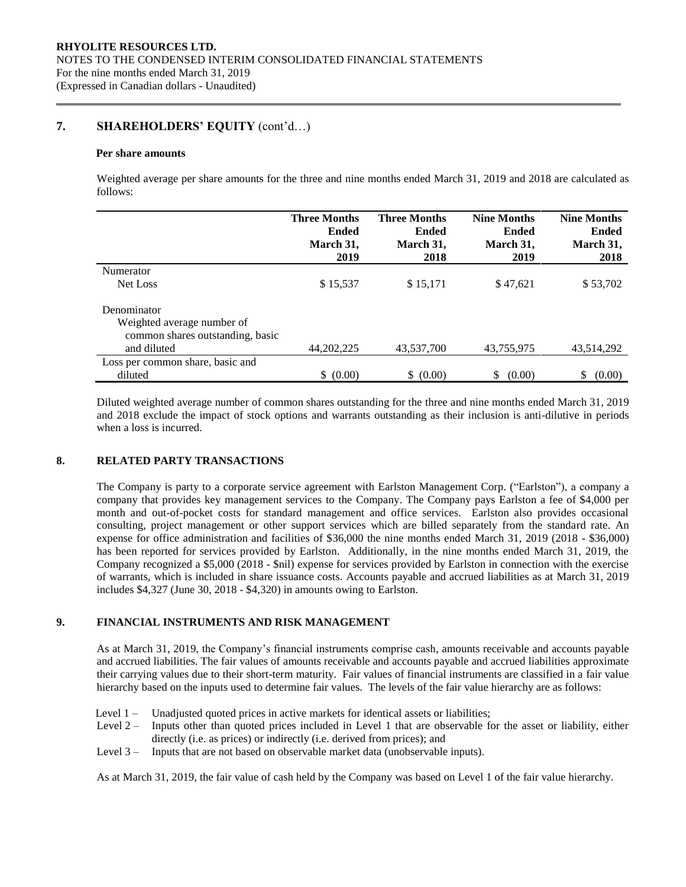## 7. SHAREHOLDERS' EQUITY (cont'd…)

**Per share amounts**

Weighted average per share amounts for the three and nine months ended March 31, 2019 and 2018 are calculated as follows:

| | Three Months Ended March 31, 2019 | Three Months Ended March 31, 2018 | Nine Months Ended March 31, 2019 | Nine Months Ended March 31, 2018 |
|---|---|---|---|---|
| Numerator | | | | |
| Net Loss | $ 15,537 | $ 15,171 | $ 47,621 | $ 53,702 |
| Denominator | | | | |
| Weighted average number of common shares outstanding, basic and diluted | 44,202,225 | 43,537,700 | 43,755,975 | 43,514,292 |
| Loss per common share, basic and diluted | $ (0.00) | $ (0.00) | $ (0.00) | $ (0.00) |

Diluted weighted average number of common shares outstanding for the three and nine months ended March 31, 2019 and 2018 exclude the impact of stock options and warrants outstanding as their inclusion is anti-dilutive in periods when a loss is incurred.

## 8. RELATED PARTY TRANSACTIONS

The Company is party to a corporate service agreement with Earlston Management Corp. ("Earlston"), a company a company that provides key management services to the Company. The Company pays Earlston a fee of $4,000 per month and out-of-pocket costs for standard management and office services. Earlston also provides occasional consulting, project management or other support services which are billed separately from the standard rate. An expense for office administration and facilities of $36,000 the nine months ended March 31, 2019 (2018 - $36,000) has been reported for services provided by Earlston. Additionally, in the nine months ended March 31, 2019, the Company recognized a $5,000 (2018 - $nil) expense for services provided by Earlston in connection with the exercise of warrants, which is included in share issuance costs. Accounts payable and accrued liabilities as at March 31, 2019 includes $4,327 (June 30, 2018 - $4,320) in amounts owing to Earlston.

## 9. FINANCIAL INSTRUMENTS AND RISK MANAGEMENT

As at March 31, 2019, the Company's financial instruments comprise cash, amounts receivable and accounts payable and accrued liabilities. The fair values of amounts receivable and accounts payable and accrued liabilities approximate their carrying values due to their short-term maturity. Fair values of financial instruments are classified in a fair value hierarchy based on the inputs used to determine fair values. The levels of the fair value hierarchy are as follows:

- Level 1 – Unadjusted quoted prices in active markets for identical assets or liabilities;
- Level 2 – Inputs other than quoted prices included in Level 1 that are observable for the asset or liability, either directly (i.e. as prices) or indirectly (i.e. derived from prices); and
- Level 3 – Inputs that are not based on observable market data (unobservable inputs).

As at March 31, 2019, the fair value of cash held by the Company was based on Level 1 of the fair value hierarchy.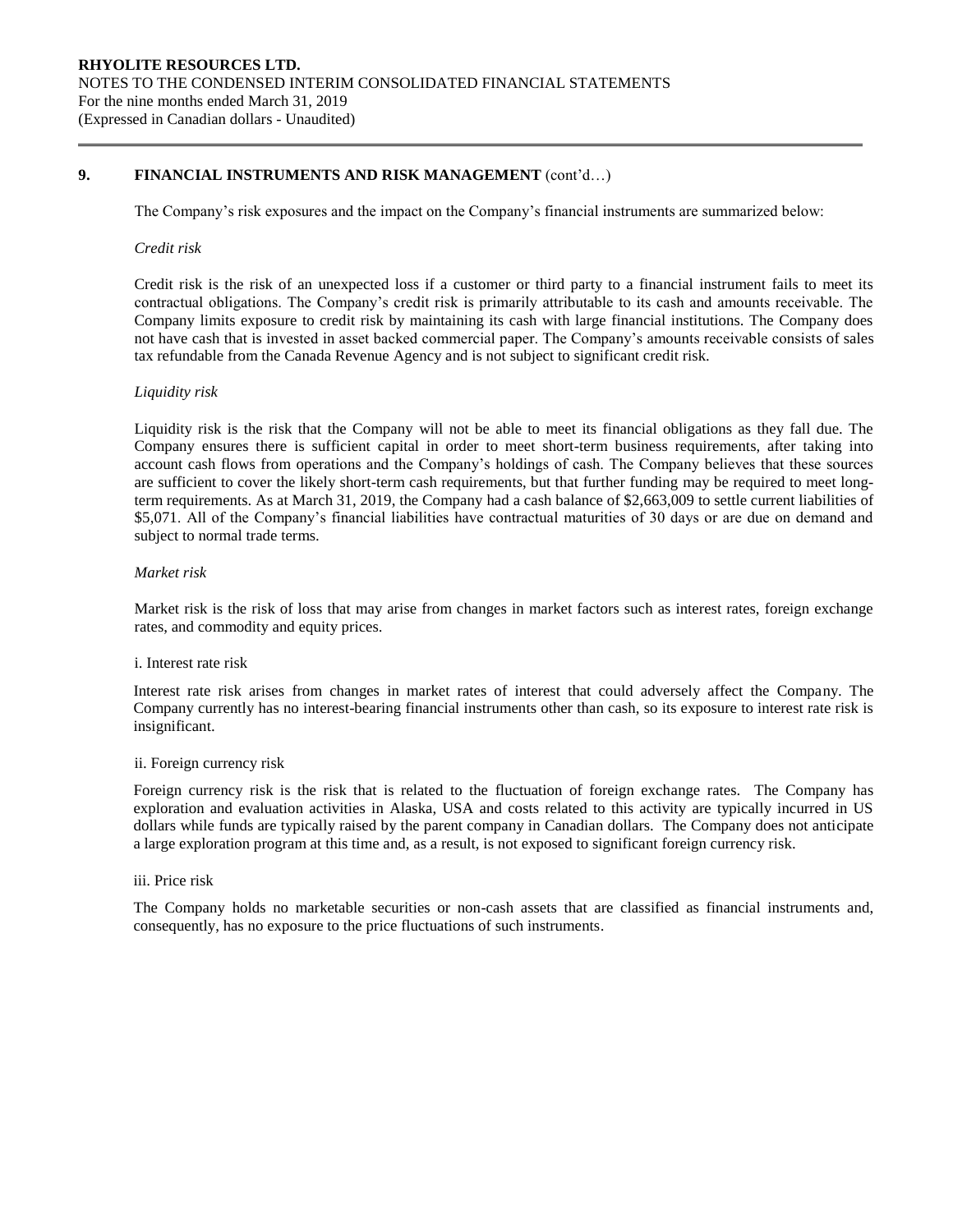## 9. FINANCIAL INSTRUMENTS AND RISK MANAGEMENT (cont'd…)

The Company's risk exposures and the impact on the Company's financial instruments are summarized below:

*Credit risk*

Credit risk is the risk of an unexpected loss if a customer or third party to a financial instrument fails to meet its contractual obligations. The Company's credit risk is primarily attributable to its cash and amounts receivable. The Company limits exposure to credit risk by maintaining its cash with large financial institutions. The Company does not have cash that is invested in asset backed commercial paper. The Company's amounts receivable consists of sales tax refundable from the Canada Revenue Agency and is not subject to significant credit risk.

*Liquidity risk*

Liquidity risk is the risk that the Company will not be able to meet its financial obligations as they fall due. The Company ensures there is sufficient capital in order to meet short-term business requirements, after taking into account cash flows from operations and the Company's holdings of cash. The Company believes that these sources are sufficient to cover the likely short-term cash requirements, but that further funding may be required to meet long-term requirements. As at March 31, 2019, the Company had a cash balance of $2,663,009 to settle current liabilities of $5,071. All of the Company's financial liabilities have contractual maturities of 30 days or are due on demand and subject to normal trade terms.

*Market risk*

Market risk is the risk of loss that may arise from changes in market factors such as interest rates, foreign exchange rates, and commodity and equity prices.

i. Interest rate risk

Interest rate risk arises from changes in market rates of interest that could adversely affect the Company. The Company currently has no interest-bearing financial instruments other than cash, so its exposure to interest rate risk is insignificant.

ii. Foreign currency risk

Foreign currency risk is the risk that is related to the fluctuation of foreign exchange rates. The Company has exploration and evaluation activities in Alaska, USA and costs related to this activity are typically incurred in US dollars while funds are typically raised by the parent company in Canadian dollars. The Company does not anticipate a large exploration program at this time and, as a result, is not exposed to significant foreign currency risk.

iii. Price risk

The Company holds no marketable securities or non-cash assets that are classified as financial instruments and, consequently, has no exposure to the price fluctuations of such instruments.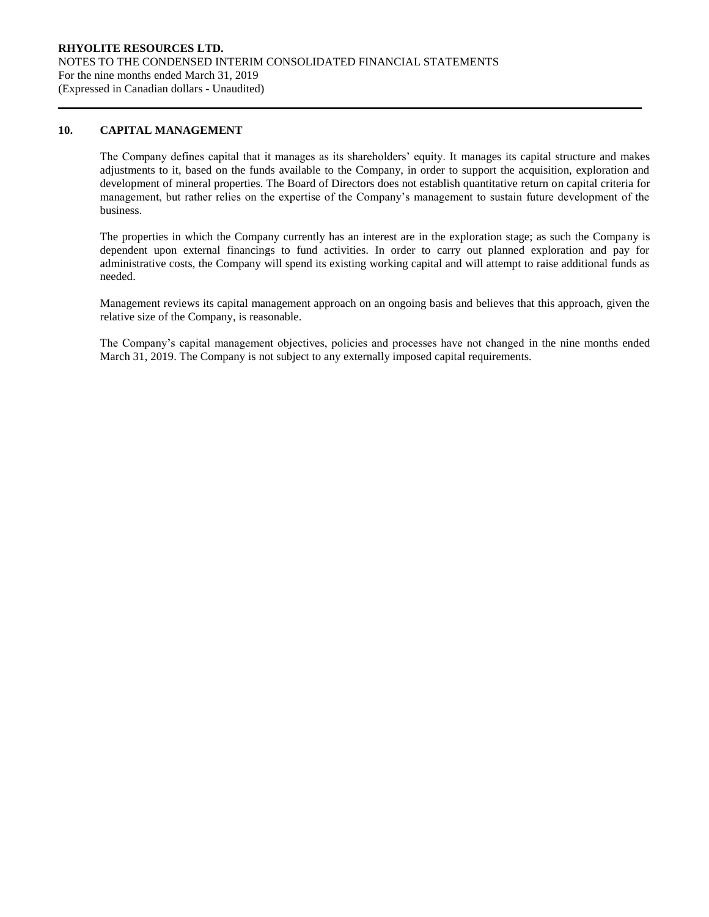## 10. CAPITAL MANAGEMENT

The Company defines capital that it manages as its shareholders' equity. It manages its capital structure and makes adjustments to it, based on the funds available to the Company, in order to support the acquisition, exploration and development of mineral properties. The Board of Directors does not establish quantitative return on capital criteria for management, but rather relies on the expertise of the Company's management to sustain future development of the business.

The properties in which the Company currently has an interest are in the exploration stage; as such the Company is dependent upon external financings to fund activities. In order to carry out planned exploration and pay for administrative costs, the Company will spend its existing working capital and will attempt to raise additional funds as needed.

Management reviews its capital management approach on an ongoing basis and believes that this approach, given the relative size of the Company, is reasonable.

The Company's capital management objectives, policies and processes have not changed in the nine months ended March 31, 2019. The Company is not subject to any externally imposed capital requirements.